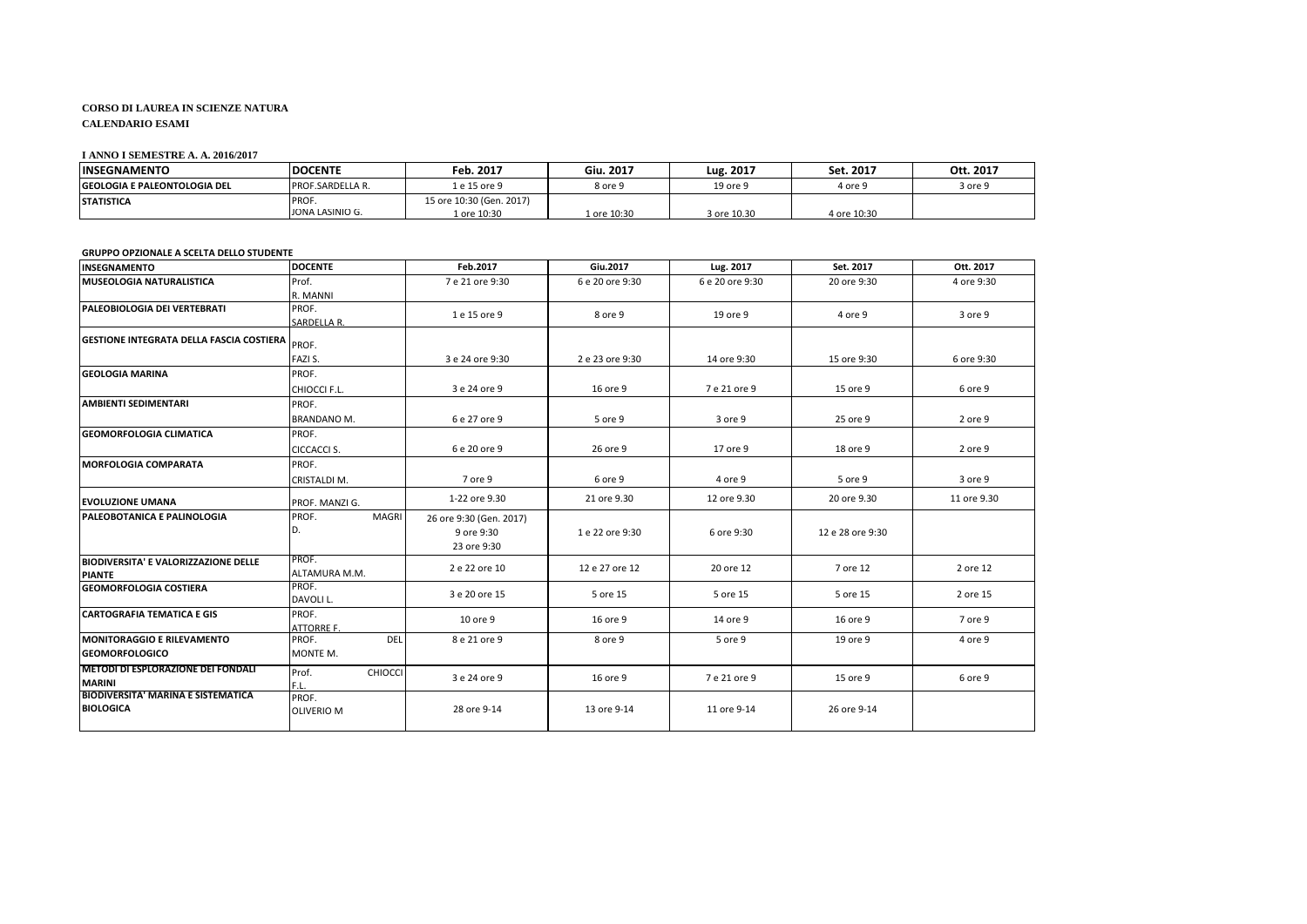**CORSO DI LAUREA IN SCIENZE NATURA**

**CALENDARIO ESAMI**

**I ANNO I SEMESTRE A. A. 2016/2017**

| INSEGNAMENTO | DOCENTE | Feb. 2017 | Giu. 2017 | Lug. 2017 | Set. 2017 | Ott. 2017 |
|---|---|---|---|---|---|---|
| GEOLOGIA E PALEONTOLOGIA DEL | PROF.SARDELLA R. | 1 e 15 ore 9 | 8 ore 9 | 19 ore 9 | 4 ore 9 | 3 ore 9 |
| STATISTICA | PROF. JONA LASINIO G. | 15 ore 10:30 (Gen. 2017) 1 ore 10:30 | 1 ore 10:30 | 3 ore 10.30 | 4 ore 10:30 | |

**GRUPPO OPZIONALE A SCELTA DELLO STUDENTE**

| INSEGNAMENTO | DOCENTE | Feb.2017 | Giu.2017 | Lug. 2017 | Set. 2017 | Ott. 2017 |
|---|---|---|---|---|---|---|
| MUSEOLOGIA NATURALISTICA | Prof. R. MANNI | 7 e 21 ore 9:30 | 6 e 20 ore 9:30 | 6 e 20 ore 9:30 | 20 ore 9:30 | 4 ore 9:30 |
| PALEOBIOLOGIA DEI VERTEBRATI | PROF. SARDELLA R. | 1 e 15 ore 9 | 8 ore 9 | 19 ore 9 | 4 ore 9 | 3 ore 9 |
| GESTIONE INTEGRATA DELLA FASCIA COSTIERA | PROF. FAZI S. | 3 e 24 ore 9:30 | 2 e 23 ore 9:30 | 14 ore 9:30 | 15 ore 9:30 | 6 ore 9:30 |
| GEOLOGIA MARINA | PROF. CHIOCCI F.L. | 3 e 24 ore 9 | 16 ore 9 | 7 e 21 ore 9 | 15 ore 9 | 6 ore 9 |
| AMBIENTI SEDIMENTARI | PROF. BRANDANO M. | 6 e 27 ore 9 | 5 ore 9 | 3 ore 9 | 25 ore 9 | 2 ore 9 |
| GEOMORFOLOGIA CLIMATICA | PROF. CICCACCI S. | 6 e 20 ore 9 | 26 ore 9 | 17 ore 9 | 18 ore 9 | 2 ore 9 |
| MORFOLOGIA COMPARATA | PROF. CRISTALDI M. | 7 ore 9 | 6 ore 9 | 4 ore 9 | 5 ore 9 | 3 ore 9 |
| EVOLUZIONE UMANA | PROF. MANZI G. | 1-22 ore 9.30 | 21 ore 9.30 | 12 ore 9.30 | 20 ore 9.30 | 11 ore 9.30 |
| PALEOBOTANICA E PALINOLOGIA | PROF. MAGRI D. | 26 ore 9:30 (Gen. 2017) 9 ore 9:30 23 ore 9:30 | 1 e 22 ore 9:30 | 6 ore 9:30 | 12 e 28 ore 9:30 | |
| BIODIVERSITA' E VALORIZZAZIONE DELLE PIANTE | PROF. ALTAMURA M.M. | 2 e 22 ore 10 | 12 e 27 ore 12 | 20 ore 12 | 7 ore 12 | 2 ore 12 |
| GEOMORFOLOGIA COSTIERA | PROF. DAVOLI L. | 3 e 20 ore 15 | 5 ore 15 | 5 ore 15 | 5 ore 15 | 2 ore 15 |
| CARTOGRAFIA TEMATICA E GIS | PROF. ATTORRE F. | 10 ore 9 | 16 ore 9 | 14 ore 9 | 16 ore 9 | 7 ore 9 |
| MONITORAGGIO E RILEVAMENTO GEOMORFOLOGICO | PROF. DEL MONTE M. | 8 e 21 ore 9 | 8 ore 9 | 5 ore 9 | 19 ore 9 | 4 ore 9 |
| METODI DI ESPLORAZIONE DEI FONDALI MARINI | Prof. CHIOCCI F.L. | 3 e 24 ore 9 | 16 ore 9 | 7 e 21 ore 9 | 15 ore 9 | 6 ore 9 |
| BIODIVERSITA' MARINA E SISTEMATICA BIOLOGICA | PROF. OLIVERIO M | 28 ore 9-14 | 13 ore 9-14 | 11 ore 9-14 | 26 ore 9-14 | |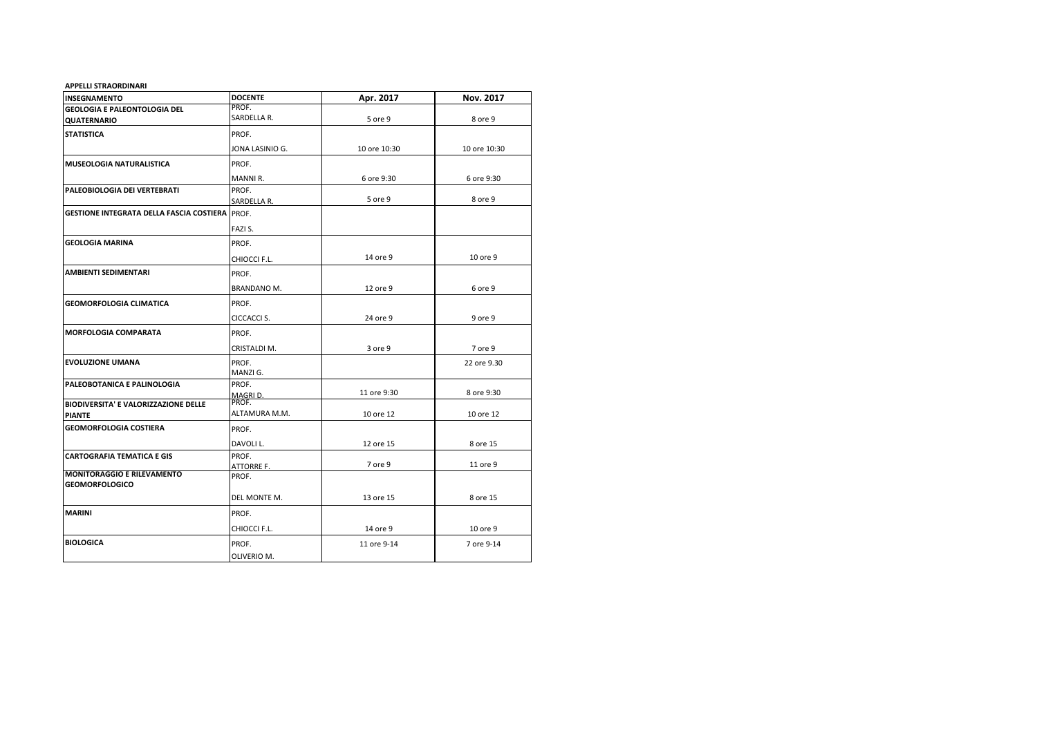**APPELLI STRAORDINARI**

| INSEGNAMENTO | DOCENTE | Apr. 2017 | Nov. 2017 |
|---|---|---|---|
| GEOLOGIA E PALEONTOLOGIA DEL QUATERNARIO | PROF. SARDELLA R. | 5 ore 9 | 8 ore 9 |
| STATISTICA | PROF. JONA LASINIO G. | 10 ore 10:30 | 10 ore 10:30 |
| MUSEOLOGIA NATURALISTICA | PROF. MANNI R. | 6 ore 9:30 | 6 ore 9:30 |
| PALEOBIOLOGIA DEI VERTEBRATI | PROF. SARDELLA R. | 5 ore 9 | 8 ore 9 |
| GESTIONE INTEGRATA DELLA FASCIA COSTIERA | PROF. FAZI S. | | |
| GEOLOGIA MARINA | PROF. CHIOCCI F.L. | 14 ore 9 | 10 ore 9 |
| AMBIENTI SEDIMENTARI | PROF. BRANDANO M. | 12 ore 9 | 6 ore 9 |
| GEOMORFOLOGIA CLIMATICA | PROF. CICCACCI S. | 24 ore 9 | 9 ore 9 |
| MORFOLOGIA COMPARATA | PROF. CRISTALDI M. | 3 ore 9 | 7 ore 9 |
| EVOLUZIONE UMANA | PROF. MANZI G. | | 22 ore 9.30 |
| PALEOBOTANICA E PALINOLOGIA | PROF. MAGRI D. | 11 ore 9:30 | 8 ore 9:30 |
| BIODIVERSITA' E VALORIZZAZIONE DELLE PIANTE | PROF. ALTAMURA M.M. | 10 ore 12 | 10 ore 12 |
| GEOMORFOLOGIA COSTIERA | PROF. DAVOLI L. | 12 ore 15 | 8 ore 15 |
| CARTOGRAFIA TEMATICA E GIS | PROF. ATTORRE F. | 7 ore 9 | 11 ore 9 |
| MONITORAGGIO E RILEVAMENTO GEOMORFOLOGICO | PROF. DEL MONTE M. | 13 ore 15 | 8 ore 15 |
| MARINI | PROF. CHIOCCI F.L. | 14 ore 9 | 10 ore 9 |
| BIOLOGICA | PROF. OLIVERIO M. | 11 ore 9-14 | 7 ore 9-14 |